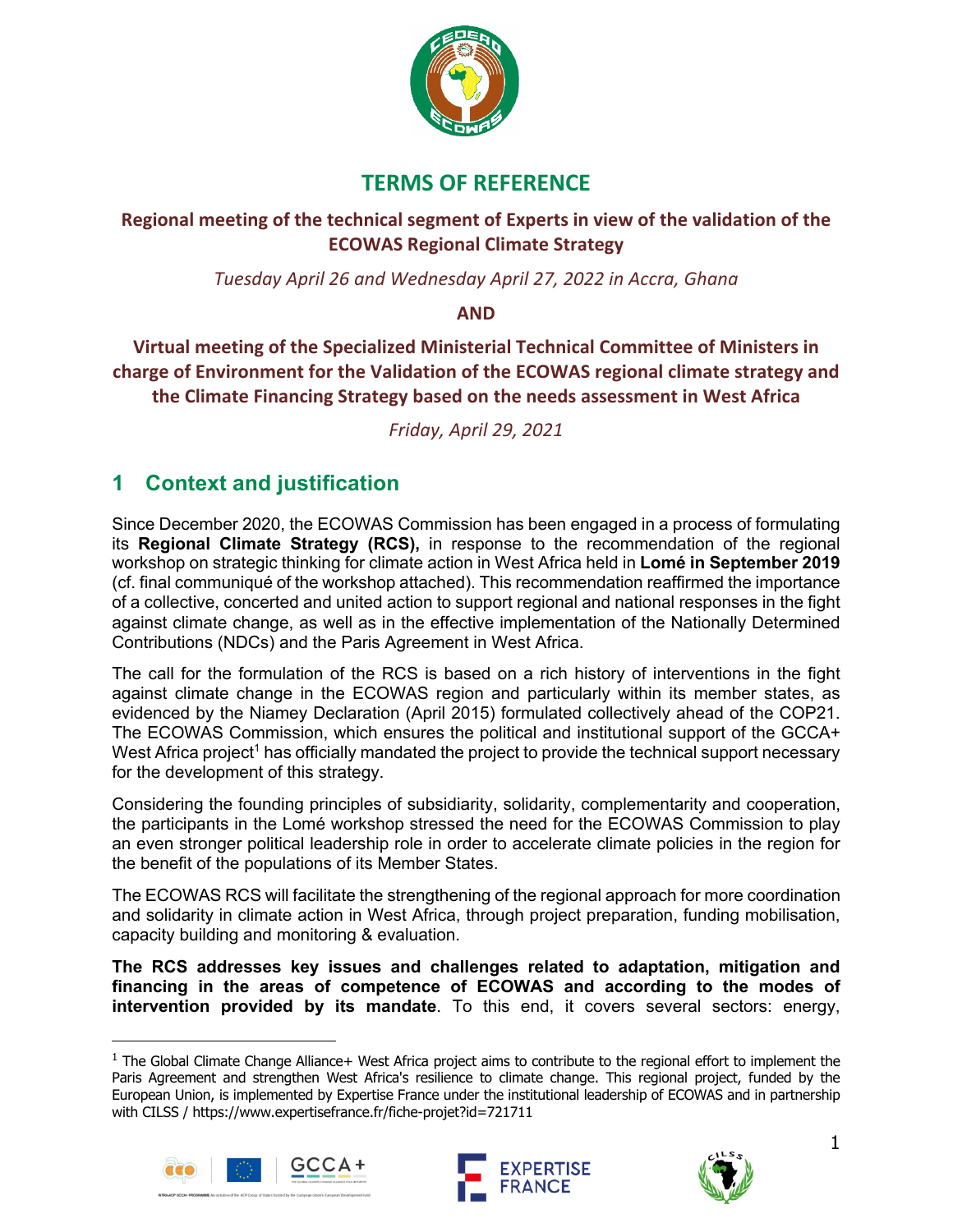# TERMS OF REFERENCE

## Regional meeting of the technical segment of Experts in view of the validation of the ECOWAS Regional Climate Strategy

*Tuesday April 26 and Wednesday April 27, 2022 in Accra, Ghana*

**AND**

## Virtual meeting of the Specialized Ministerial Technical Committee of Ministers in charge of Environment for the Validation of the ECOWAS regional climate strategy and the Climate Financing Strategy based on the needs assessment in West Africa

*Friday, April 29, 2021*

## 1 Context and justification

Since December 2020, the ECOWAS Commission has been engaged in a process of formulating its **Regional Climate Strategy (RCS),** in response to the recommendation of the regional workshop on strategic thinking for climate action in West Africa held in **Lomé in September 2019** (cf. final communiqué of the workshop attached). This recommendation reaffirmed the importance of a collective, concerted and united action to support regional and national responses in the fight against climate change, as well as in the effective implementation of the Nationally Determined Contributions (NDCs) and the Paris Agreement in West Africa.

The call for the formulation of the RCS is based on a rich history of interventions in the fight against climate change in the ECOWAS region and particularly within its member states, as evidenced by the Niamey Declaration (April 2015) formulated collectively ahead of the COP21. The ECOWAS Commission, which ensures the political and institutional support of the GCCA+ West Africa project[1] has officially mandated the project to provide the technical support necessary for the development of this strategy.

Considering the founding principles of subsidiarity, solidarity, complementarity and cooperation, the participants in the Lomé workshop stressed the need for the ECOWAS Commission to play an even stronger political leadership role in order to accelerate climate policies in the region for the benefit of the populations of its Member States.

The ECOWAS RCS will facilitate the strengthening of the regional approach for more coordination and solidarity in climate action in West Africa, through project preparation, funding mobilisation, capacity building and monitoring & evaluation.

**The RCS addresses key issues and challenges related to adaptation, mitigation and financing in the areas of competence of ECOWAS and according to the modes of intervention provided by its mandate**. To this end, it covers several sectors: energy,

---

[1] The Global Climate Change Alliance+ West Africa project aims to contribute to the regional effort to implement the Paris Agreement and strengthen West Africa's resilience to climate change. This regional project, funded by the European Union, is implemented by Expertise France under the institutional leadership of ECOWAS and in partnership with CILSS / https://www.expertisefrance.fr/fiche-projet?id=721711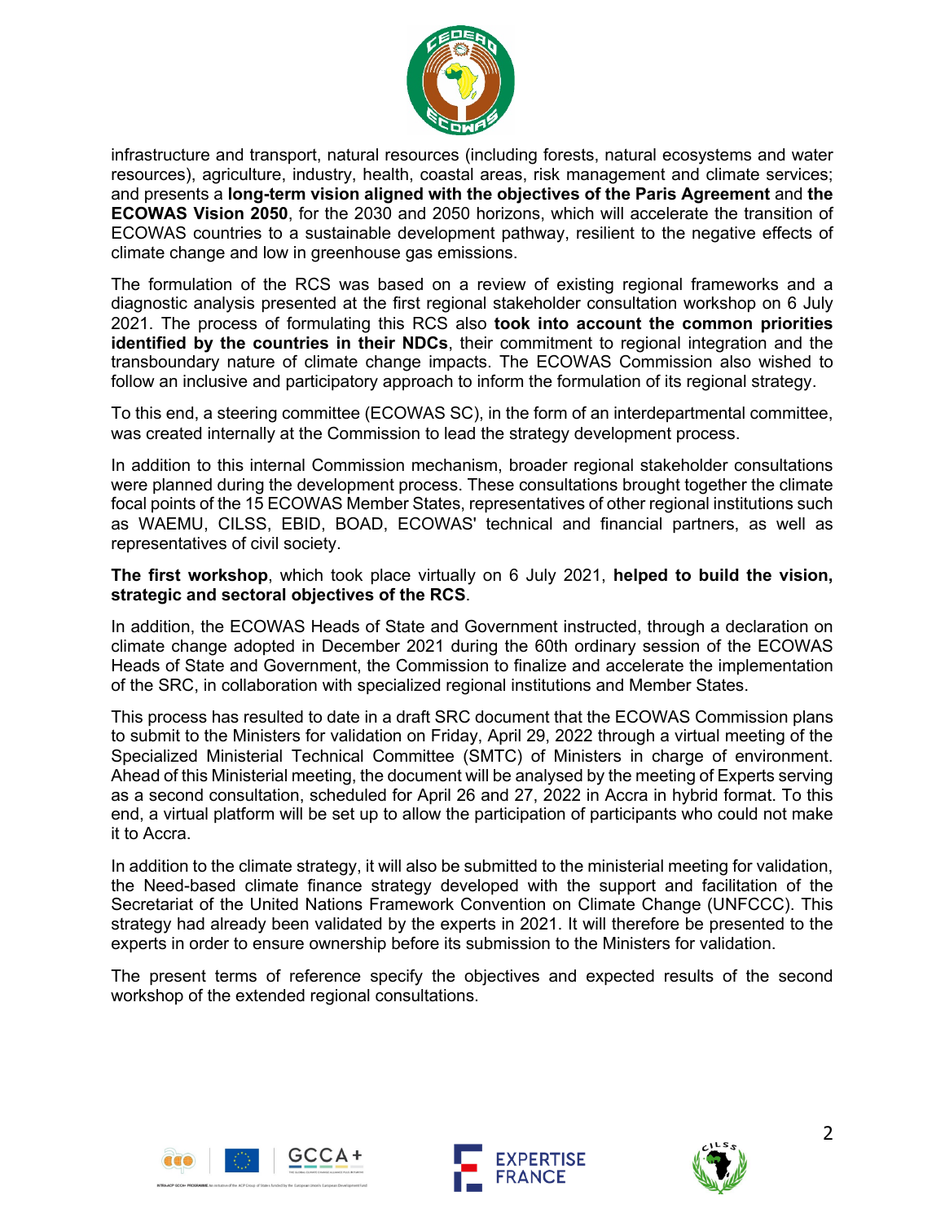infrastructure and transport, natural resources (including forests, natural ecosystems and water resources), agriculture, industry, health, coastal areas, risk management and climate services; and presents a **long-term vision aligned with the objectives of the Paris Agreement** and **the ECOWAS Vision 2050**, for the 2030 and 2050 horizons, which will accelerate the transition of ECOWAS countries to a sustainable development pathway, resilient to the negative effects of climate change and low in greenhouse gas emissions.

The formulation of the RCS was based on a review of existing regional frameworks and a diagnostic analysis presented at the first regional stakeholder consultation workshop on 6 July 2021. The process of formulating this RCS also **took into account the common priorities identified by the countries in their NDCs**, their commitment to regional integration and the transboundary nature of climate change impacts. The ECOWAS Commission also wished to follow an inclusive and participatory approach to inform the formulation of its regional strategy.

To this end, a steering committee (ECOWAS SC), in the form of an interdepartmental committee, was created internally at the Commission to lead the strategy development process.

In addition to this internal Commission mechanism, broader regional stakeholder consultations were planned during the development process. These consultations brought together the climate focal points of the 15 ECOWAS Member States, representatives of other regional institutions such as WAEMU, CILSS, EBID, BOAD, ECOWAS' technical and financial partners, as well as representatives of civil society.

**The first workshop**, which took place virtually on 6 July 2021, **helped to build the vision, strategic and sectoral objectives of the RCS**.

In addition, the ECOWAS Heads of State and Government instructed, through a declaration on climate change adopted in December 2021 during the 60th ordinary session of the ECOWAS Heads of State and Government, the Commission to finalize and accelerate the implementation of the SRC, in collaboration with specialized regional institutions and Member States.

This process has resulted to date in a draft SRC document that the ECOWAS Commission plans to submit to the Ministers for validation on Friday, April 29, 2022 through a virtual meeting of the Specialized Ministerial Technical Committee (SMTC) of Ministers in charge of environment. Ahead of this Ministerial meeting, the document will be analysed by the meeting of Experts serving as a second consultation, scheduled for April 26 and 27, 2022 in Accra in hybrid format. To this end, a virtual platform will be set up to allow the participation of participants who could not make it to Accra.

In addition to the climate strategy, it will also be submitted to the ministerial meeting for validation, the Need-based climate finance strategy developed with the support and facilitation of the Secretariat of the United Nations Framework Convention on Climate Change (UNFCCC). This strategy had already been validated by the experts in 2021. It will therefore be presented to the experts in order to ensure ownership before its submission to the Ministers for validation.

The present terms of reference specify the objectives and expected results of the second workshop of the extended regional consultations.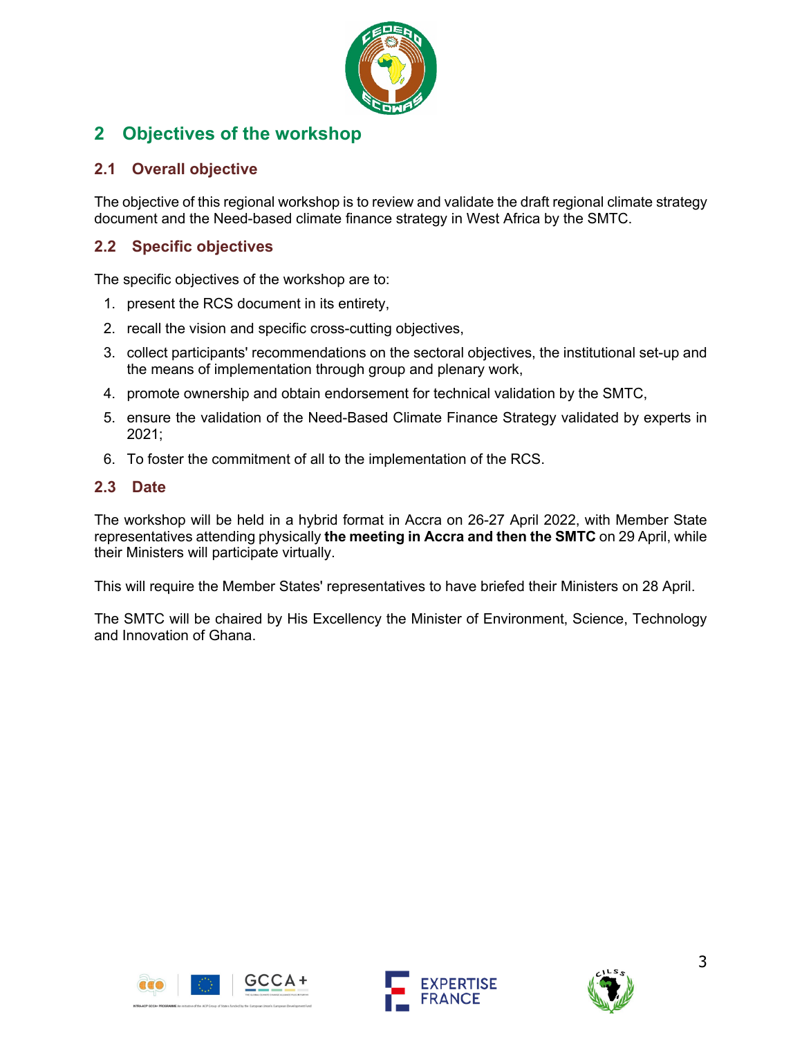## 2 Objectives of the workshop

### 2.1 Overall objective

The objective of this regional workshop is to review and validate the draft regional climate strategy document and the Need-based climate finance strategy in West Africa by the SMTC.

### 2.2 Specific objectives

The specific objectives of the workshop are to:

1. present the RCS document in its entirety,
2. recall the vision and specific cross-cutting objectives,
3. collect participants' recommendations on the sectoral objectives, the institutional set-up and the means of implementation through group and plenary work,
4. promote ownership and obtain endorsement for technical validation by the SMTC,
5. ensure the validation of the Need-Based Climate Finance Strategy validated by experts in 2021;
6. To foster the commitment of all to the implementation of the RCS.

### 2.3 Date

The workshop will be held in a hybrid format in Accra on 26-27 April 2022, with Member State representatives attending physically **the meeting in Accra and then the SMTC** on 29 April, while their Ministers will participate virtually.

This will require the Member States' representatives to have briefed their Ministers on 28 April.

The SMTC will be chaired by His Excellency the Minister of Environment, Science, Technology and Innovation of Ghana.